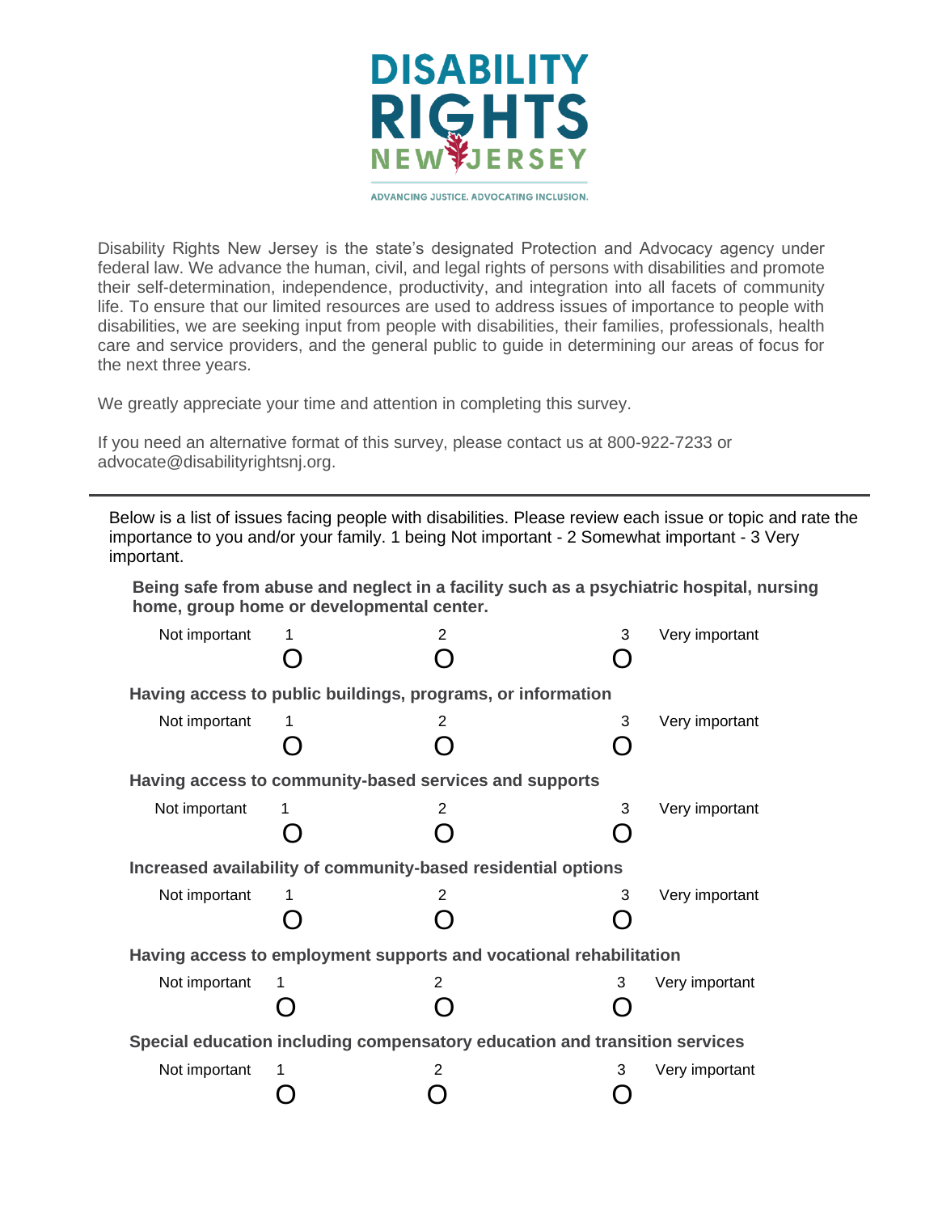# DISABILITY RIGHTS NEW JERSEY

ADVANCING JUSTICE. ADVOCATING INCLUSION.

Disability Rights New Jersey is the state's designated Protection and Advocacy agency under federal law. We advance the human, civil, and legal rights of persons with disabilities and promote their self-determination, independence, productivity, and integration into all facets of community life. To ensure that our limited resources are used to address issues of importance to people with disabilities, we are seeking input from people with disabilities, their families, professionals, health care and service providers, and the general public to guide in determining our areas of focus for the next three years.

We greatly appreciate your time and attention in completing this survey.

If you need an alternative format of this survey, please contact us at 800-922-7233 or advocate@disabilityrightsnj.org.

---

Below is a list of issues facing people with disabilities. Please review each issue or topic and rate the importance to you and/or your family. 1 being Not important - 2 Somewhat important - 3 Very important.

**Being safe from abuse and neglect in a facility such as a psychiatric hospital, nursing home, group home or developmental center.**

Not important 1 O 2 O 3 O Very important

**Having access to public buildings, programs, or information**

Not important 1 O 2 O 3 O Very important

**Having access to community-based services and supports**

Not important 1 O 2 O 3 O Very important

**Increased availability of community-based residential options**

Not important 1 O 2 O 3 O Very important

**Having access to employment supports and vocational rehabilitation**

Not important 1 O 2 O 3 O Very important

**Special education including compensatory education and transition services**

Not important 1 O 2 O 3 O Very important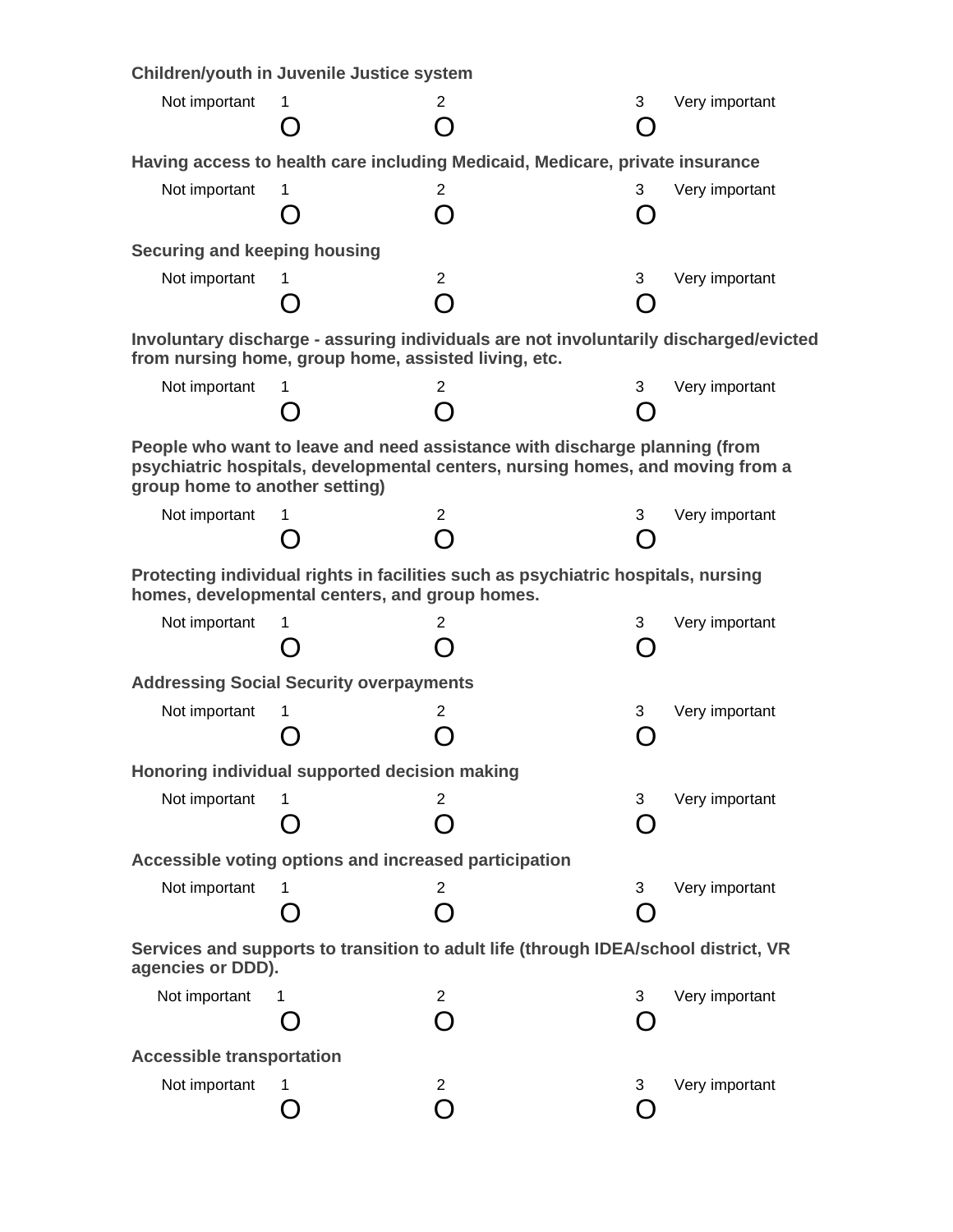**Children/youth in Juvenile Justice system**

Not important 1 O 2 O 3 O Very important

**Having access to health care including Medicaid, Medicare, private insurance**

Not important 1 O 2 O 3 O Very important

**Securing and keeping housing**

Not important 1 O 2 O 3 O Very important

**Involuntary discharge - assuring individuals are not involuntarily discharged/evicted from nursing home, group home, assisted living, etc.**

Not important 1 O 2 O 3 O Very important

**People who want to leave and need assistance with discharge planning (from psychiatric hospitals, developmental centers, nursing homes, and moving from a group home to another setting)**

Not important 1 O 2 O 3 O Very important

**Protecting individual rights in facilities such as psychiatric hospitals, nursing homes, developmental centers, and group homes.**

Not important 1 O 2 O 3 O Very important

**Addressing Social Security overpayments**

Not important 1 O 2 O 3 O Very important

**Honoring individual supported decision making**

Not important 1 O 2 O 3 O Very important

**Accessible voting options and increased participation**

Not important 1 O 2 O 3 O Very important

**Services and supports to transition to adult life (through IDEA/school district, VR agencies or DDD).**

Not important 1 O 2 O 3 O Very important

**Accessible transportation**

Not important 1 O 2 O 3 O Very important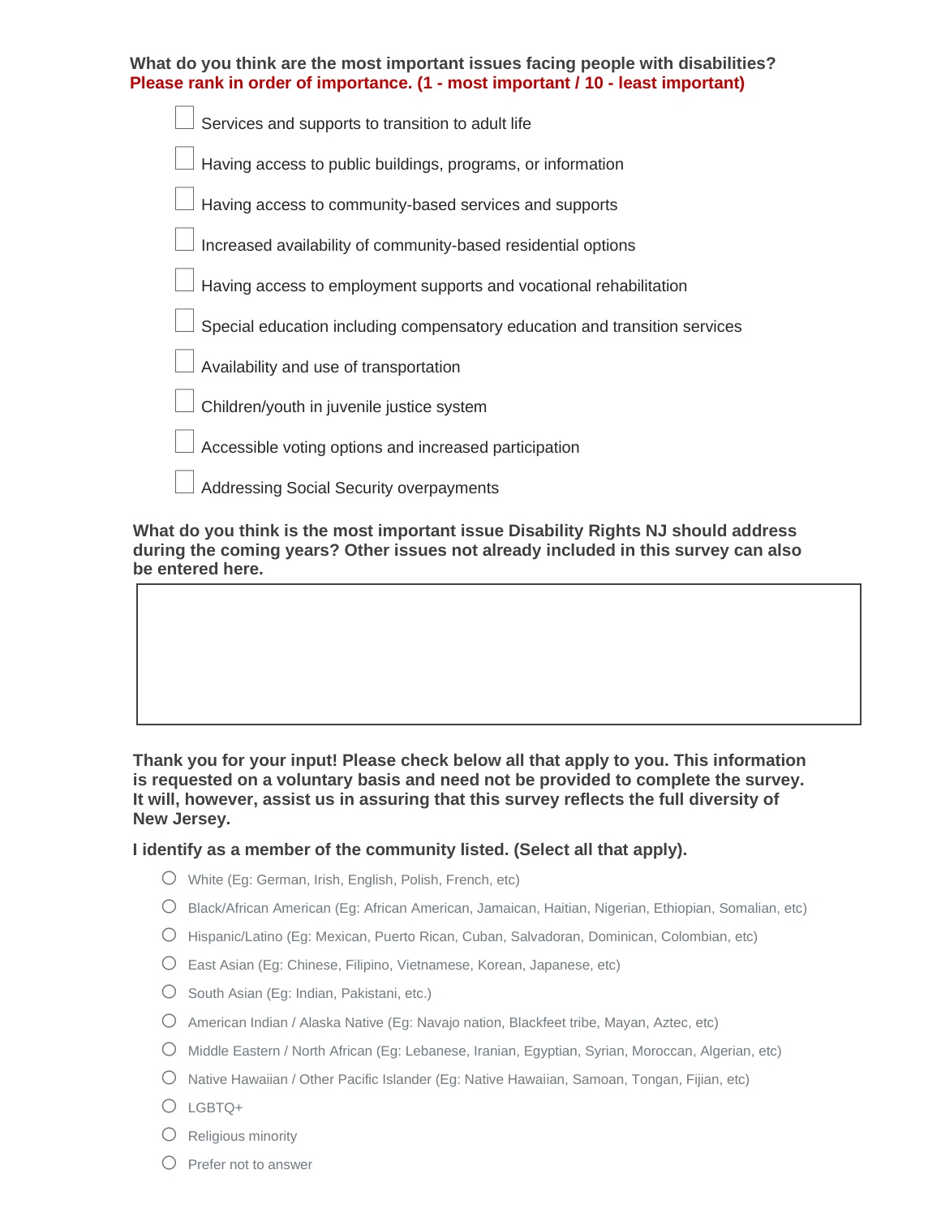**What do you think are the most important issues facing people with disabilities? Please rank in order of importance. (1 - most important / 10 - least important)**

- [ ] Services and supports to transition to adult life
- [ ] Having access to public buildings, programs, or information
- [ ] Having access to community-based services and supports
- [ ] Increased availability of community-based residential options
- [ ] Having access to employment supports and vocational rehabilitation
- [ ] Special education including compensatory education and transition services
- [ ] Availability and use of transportation
- [ ] Children/youth in juvenile justice system
- [ ] Accessible voting options and increased participation
- [ ] Addressing Social Security overpayments

**What do you think is the most important issue Disability Rights NJ should address during the coming years? Other issues not already included in this survey can also be entered here.**

**Thank you for your input! Please check below all that apply to you. This information is requested on a voluntary basis and need not be provided to complete the survey. It will, however, assist us in assuring that this survey reflects the full diversity of New Jersey.**

**I identify as a member of the community listed. (Select all that apply).**

- ○ White (Eg: German, Irish, English, Polish, French, etc)
- ○ Black/African American (Eg: African American, Jamaican, Haitian, Nigerian, Ethiopian, Somalian, etc)
- ○ Hispanic/Latino (Eg: Mexican, Puerto Rican, Cuban, Salvadoran, Dominican, Colombian, etc)
- ○ East Asian (Eg: Chinese, Filipino, Vietnamese, Korean, Japanese, etc)
- ○ South Asian (Eg: Indian, Pakistani, etc.)
- ○ American Indian / Alaska Native (Eg: Navajo nation, Blackfeet tribe, Mayan, Aztec, etc)
- ○ Middle Eastern / North African (Eg: Lebanese, Iranian, Egyptian, Syrian, Moroccan, Algerian, etc)
- ○ Native Hawaiian / Other Pacific Islander (Eg: Native Hawaiian, Samoan, Tongan, Fijian, etc)
- ○ LGBTQ+
- ○ Religious minority
- ○ Prefer not to answer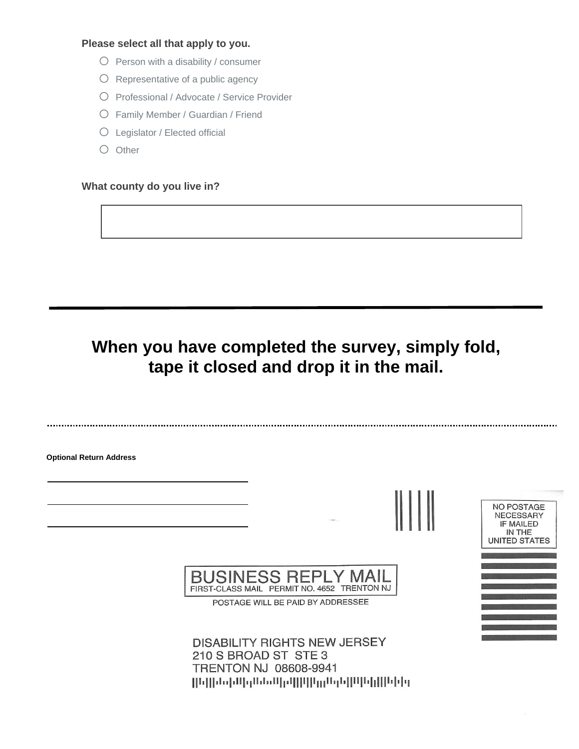**Please select all that apply to you.**

- ○ Person with a disability / consumer
- ○ Representative of a public agency
- ○ Professional / Advocate / Service Provider
- ○ Family Member / Guardian / Friend
- ○ Legislator / Elected official
- ○ Other

**What county do you live in?**

---

## When you have completed the survey, simply fold, tape it closed and drop it in the mail.

---

**Optional Return Address**

\_\_\_\_\_\_\_\_\_\_\_\_\_\_\_\_\_\_\_\_\_\_\_\_\_\_\_\_\_\_\_\_

\_\_\_\_\_\_\_\_\_\_\_\_\_\_\_\_\_\_\_\_\_\_\_\_\_\_\_\_\_\_\_\_

\_\_\_\_\_\_\_\_\_\_\_\_\_\_\_\_\_\_\_\_\_\_\_\_\_\_\_\_\_\_\_\_

NO POSTAGE NECESSARY IF MAILED IN THE UNITED STATES

**BUSINESS REPLY MAIL**
FIRST-CLASS MAIL PERMIT NO. 4652 TRENTON NJ

POSTAGE WILL BE PAID BY ADDRESSEE

DISABILITY RIGHTS NEW JERSEY
210 S BROAD ST STE 3
TRENTON NJ 08608-9941